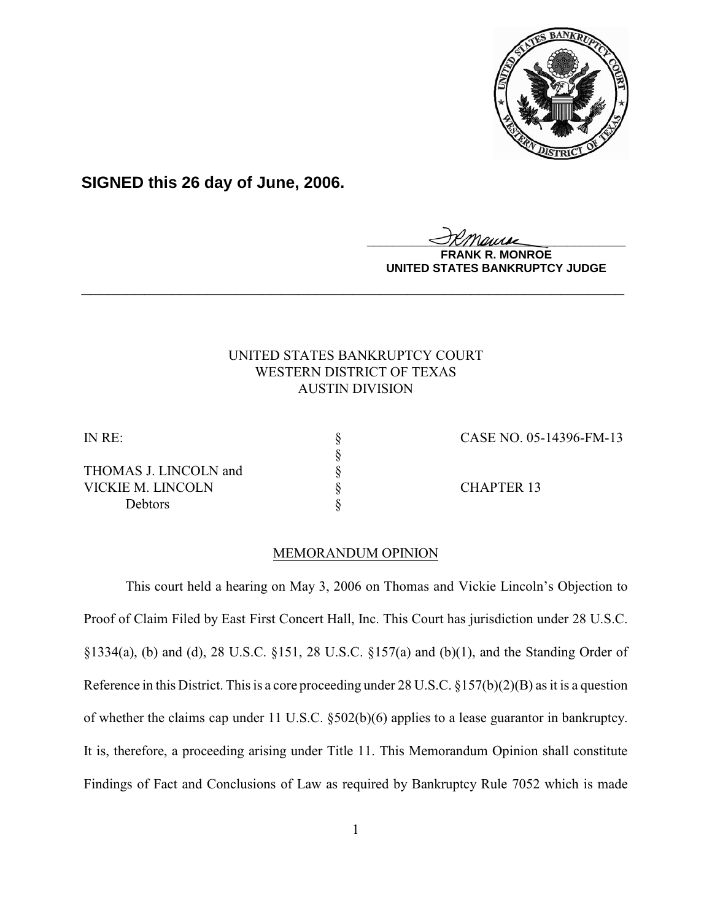**SIGNED this 26 day of June, 2006.**

**FRANK R. MONROE**
**UNITED STATES BANKRUPTCY JUDGE**

---

UNITED STATES BANKRUPTCY COURT
WESTERN DISTRICT OF TEXAS
AUSTIN DIVISION

| | | |
|---|---|---|
| IN RE: | § | CASE NO. 05-14396-FM-13 |
| | § | |
| THOMAS J. LINCOLN and | § | |
| VICKIE M. LINCOLN | § | CHAPTER 13 |
| Debtors | § | |

MEMORANDUM OPINION

This court held a hearing on May 3, 2006 on Thomas and Vickie Lincoln's Objection to Proof of Claim Filed by East First Concert Hall, Inc. This Court has jurisdiction under 28 U.S.C. §1334(a), (b) and (d), 28 U.S.C. §151, 28 U.S.C. §157(a) and (b)(1), and the Standing Order of Reference in this District. This is a core proceeding under 28 U.S.C. §157(b)(2)(B) as it is a question of whether the claims cap under 11 U.S.C. §502(b)(6) applies to a lease guarantor in bankruptcy. It is, therefore, a proceeding arising under Title 11. This Memorandum Opinion shall constitute Findings of Fact and Conclusions of Law as required by Bankruptcy Rule 7052 which is made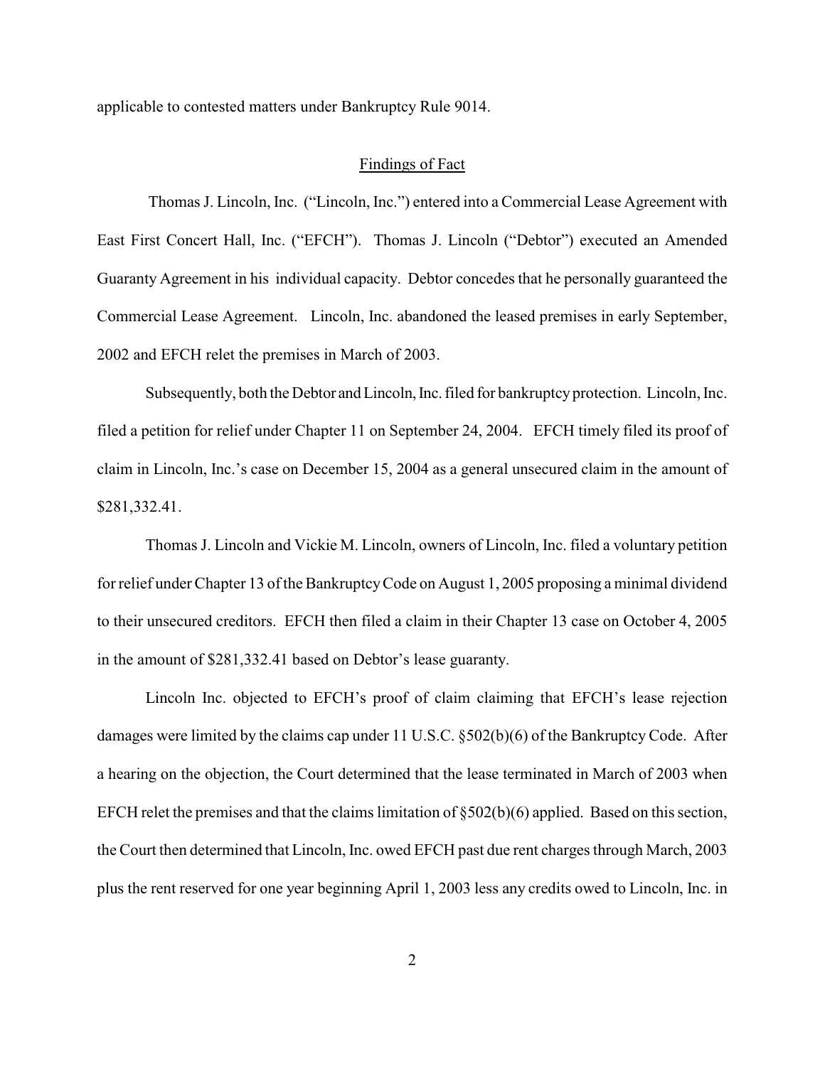applicable to contested matters under Bankruptcy Rule 9014.

## Findings of Fact

Thomas J. Lincoln, Inc. ("Lincoln, Inc.") entered into a Commercial Lease Agreement with East First Concert Hall, Inc. ("EFCH"). Thomas J. Lincoln ("Debtor") executed an Amended Guaranty Agreement in his individual capacity. Debtor concedes that he personally guaranteed the Commercial Lease Agreement. Lincoln, Inc. abandoned the leased premises in early September, 2002 and EFCH relet the premises in March of 2003.

Subsequently, both the Debtor and Lincoln, Inc. filed for bankruptcy protection. Lincoln, Inc. filed a petition for relief under Chapter 11 on September 24, 2004. EFCH timely filed its proof of claim in Lincoln, Inc.'s case on December 15, 2004 as a general unsecured claim in the amount of $281,332.41.

Thomas J. Lincoln and Vickie M. Lincoln, owners of Lincoln, Inc. filed a voluntary petition for relief under Chapter 13 of the Bankruptcy Code on August 1, 2005 proposing a minimal dividend to their unsecured creditors. EFCH then filed a claim in their Chapter 13 case on October 4, 2005 in the amount of $281,332.41 based on Debtor's lease guaranty.

Lincoln Inc. objected to EFCH's proof of claim claiming that EFCH's lease rejection damages were limited by the claims cap under 11 U.S.C. §502(b)(6) of the Bankruptcy Code. After a hearing on the objection, the Court determined that the lease terminated in March of 2003 when EFCH relet the premises and that the claims limitation of §502(b)(6) applied. Based on this section, the Court then determined that Lincoln, Inc. owed EFCH past due rent charges through March, 2003 plus the rent reserved for one year beginning April 1, 2003 less any credits owed to Lincoln, Inc. in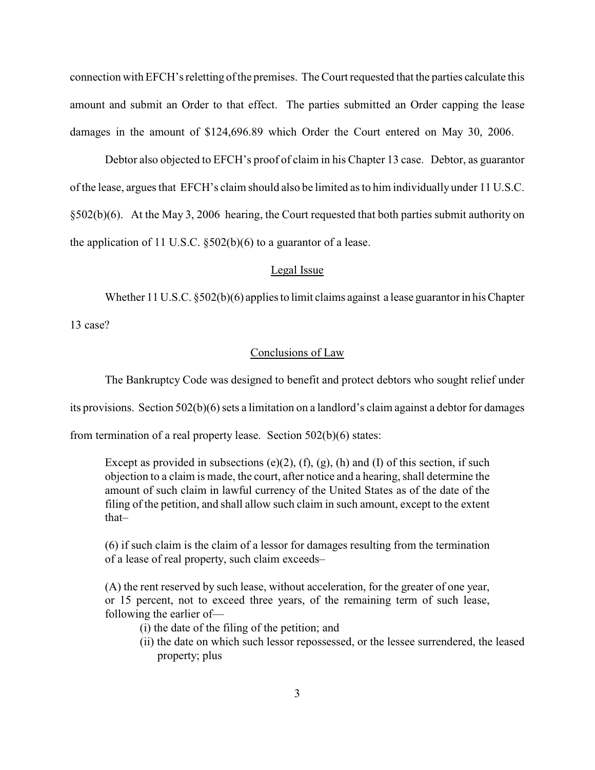connection with EFCH's reletting of the premises. The Court requested that the parties calculate this amount and submit an Order to that effect. The parties submitted an Order capping the lease damages in the amount of $124,696.89 which Order the Court entered on May 30, 2006.

Debtor also objected to EFCH's proof of claim in his Chapter 13 case. Debtor, as guarantor of the lease, argues that EFCH's claim should also be limited as to him individually under 11 U.S.C. §502(b)(6). At the May 3, 2006 hearing, the Court requested that both parties submit authority on the application of 11 U.S.C. §502(b)(6) to a guarantor of a lease.

## Legal Issue

Whether 11 U.S.C. §502(b)(6) applies to limit claims against a lease guarantor in his Chapter 13 case?

## Conclusions of Law

The Bankruptcy Code was designed to benefit and protect debtors who sought relief under its provisions. Section 502(b)(6) sets a limitation on a landlord's claim against a debtor for damages from termination of a real property lease. Section 502(b)(6) states:

> Except as provided in subsections (e)(2), (f), (g), (h) and (I) of this section, if such objection to a claim is made, the court, after notice and a hearing, shall determine the amount of such claim in lawful currency of the United States as of the date of the filing of the petition, and shall allow such claim in such amount, except to the extent that–
>
> (6) if such claim is the claim of a lessor for damages resulting from the termination of a lease of real property, such claim exceeds–
>
> (A) the rent reserved by such lease, without acceleration, for the greater of one year, or 15 percent, not to exceed three years, of the remaining term of such lease, following the earlier of—
>
> (i) the date of the filing of the petition; and
>
> (ii) the date on which such lessor repossessed, or the lessee surrendered, the leased property; plus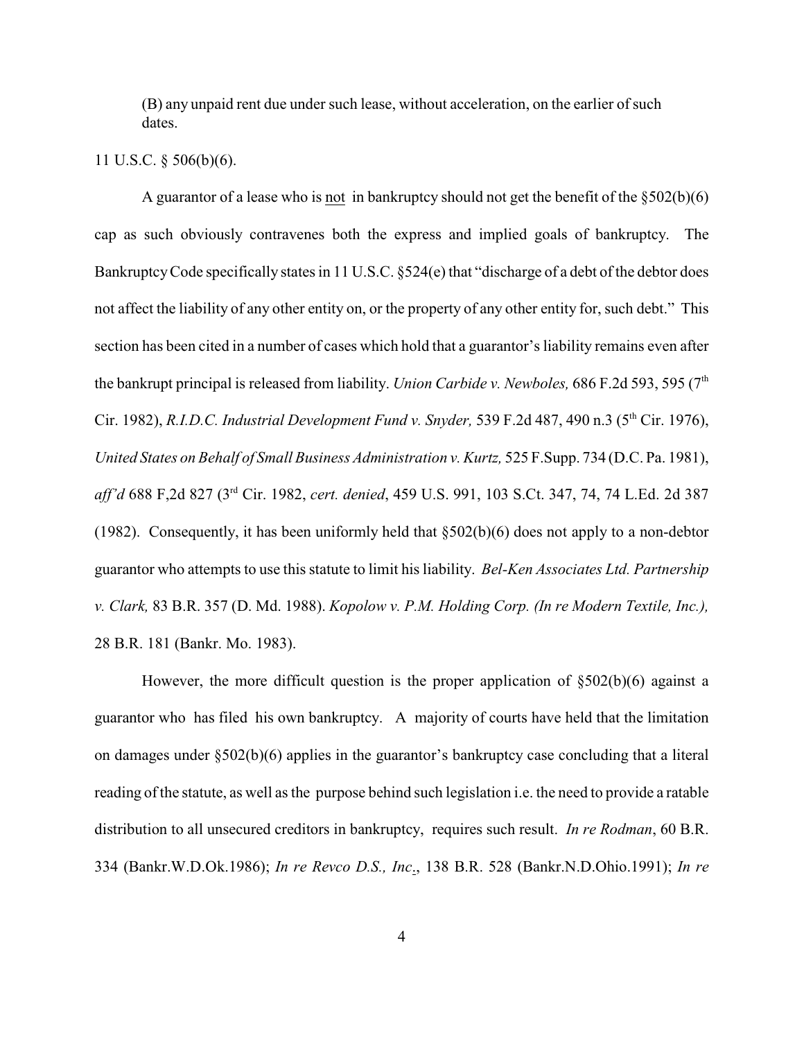(B) any unpaid rent due under such lease, without acceleration, on the earlier of such dates.

11 U.S.C. § 506(b)(6).

A guarantor of a lease who is not in bankruptcy should not get the benefit of the §502(b)(6) cap as such obviously contravenes both the express and implied goals of bankruptcy. The Bankruptcy Code specifically states in 11 U.S.C. §524(e) that "discharge of a debt of the debtor does not affect the liability of any other entity on, or the property of any other entity for, such debt." This section has been cited in a number of cases which hold that a guarantor's liability remains even after the bankrupt principal is released from liability. *Union Carbide v. Newboles,* 686 F.2d 593, 595 (7th Cir. 1982), *R.I.D.C. Industrial Development Fund v. Snyder,* 539 F.2d 487, 490 n.3 (5th Cir. 1976), *United States on Behalf of Small Business Administration v. Kurtz,* 525 F.Supp. 734 (D.C. Pa. 1981), *aff'd* 688 F,2d 827 (3rd Cir. 1982, *cert. denied*, 459 U.S. 991, 103 S.Ct. 347, 74, 74 L.Ed. 2d 387 (1982). Consequently, it has been uniformly held that §502(b)(6) does not apply to a non-debtor guarantor who attempts to use this statute to limit his liability. *Bel-Ken Associates Ltd. Partnership v. Clark,* 83 B.R. 357 (D. Md. 1988). *Kopolow v. P.M. Holding Corp. (In re Modern Textile, Inc.),* 28 B.R. 181 (Bankr. Mo. 1983).

However, the more difficult question is the proper application of §502(b)(6) against a guarantor who has filed his own bankruptcy. A majority of courts have held that the limitation on damages under §502(b)(6) applies in the guarantor's bankruptcy case concluding that a literal reading of the statute, as well as the purpose behind such legislation i.e. the need to provide a ratable distribution to all unsecured creditors in bankruptcy, requires such result. *In re Rodman*, 60 B.R. 334 (Bankr.W.D.Ok.1986); *In re Revco D.S., Inc*., 138 B.R. 528 (Bankr.N.D.Ohio.1991); *In re*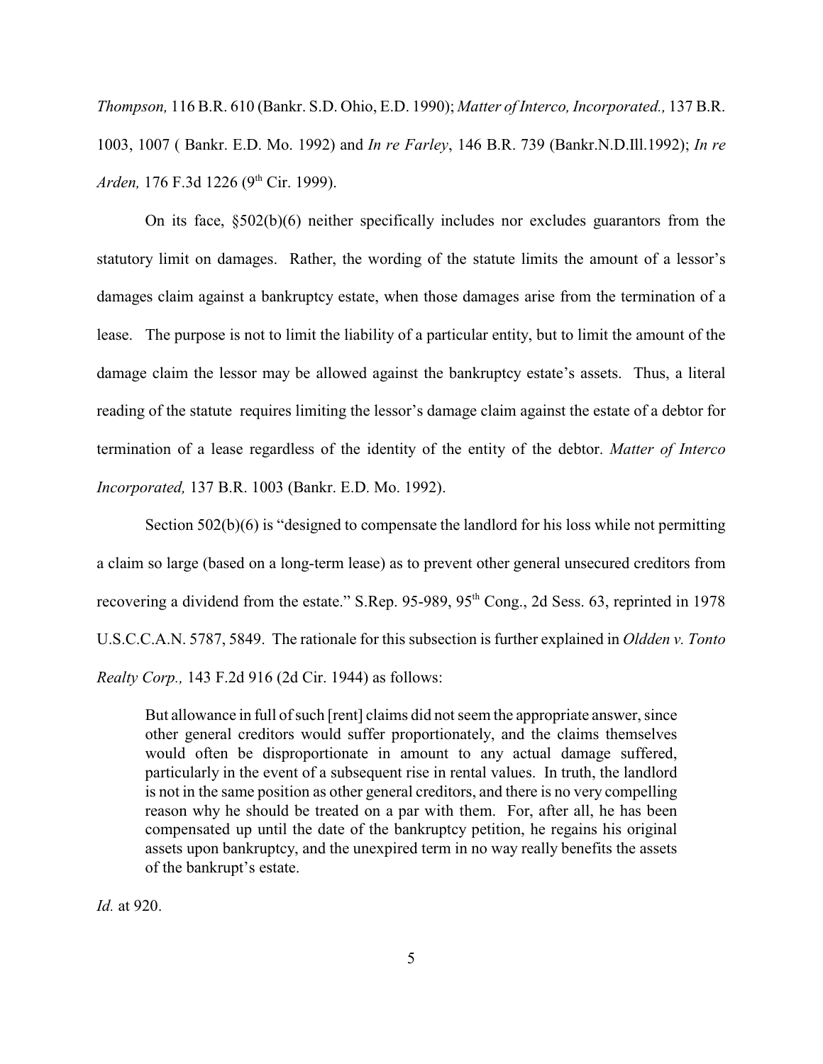*Thompson,* 116 B.R. 610 (Bankr. S.D. Ohio, E.D. 1990); *Matter of Interco, Incorporated.,* 137 B.R. 1003, 1007 ( Bankr. E.D. Mo. 1992) and *In re Farley*, 146 B.R. 739 (Bankr.N.D.Ill.1992); *In re Arden,* 176 F.3d 1226 (9th Cir. 1999).

On its face, §502(b)(6) neither specifically includes nor excludes guarantors from the statutory limit on damages. Rather, the wording of the statute limits the amount of a lessor's damages claim against a bankruptcy estate, when those damages arise from the termination of a lease. The purpose is not to limit the liability of a particular entity, but to limit the amount of the damage claim the lessor may be allowed against the bankruptcy estate's assets. Thus, a literal reading of the statute requires limiting the lessor's damage claim against the estate of a debtor for termination of a lease regardless of the identity of the entity of the debtor. *Matter of Interco Incorporated,* 137 B.R. 1003 (Bankr. E.D. Mo. 1992).

Section 502(b)(6) is "designed to compensate the landlord for his loss while not permitting a claim so large (based on a long-term lease) as to prevent other general unsecured creditors from recovering a dividend from the estate." S.Rep. 95-989, 95th Cong., 2d Sess. 63, reprinted in 1978 U.S.C.C.A.N. 5787, 5849. The rationale for this subsection is further explained in *Oldden v. Tonto Realty Corp.,* 143 F.2d 916 (2d Cir. 1944) as follows:

> But allowance in full of such [rent] claims did not seem the appropriate answer, since other general creditors would suffer proportionately, and the claims themselves would often be disproportionate in amount to any actual damage suffered, particularly in the event of a subsequent rise in rental values. In truth, the landlord is not in the same position as other general creditors, and there is no very compelling reason why he should be treated on a par with them. For, after all, he has been compensated up until the date of the bankruptcy petition, he regains his original assets upon bankruptcy, and the unexpired term in no way really benefits the assets of the bankrupt's estate.

*Id.* at 920.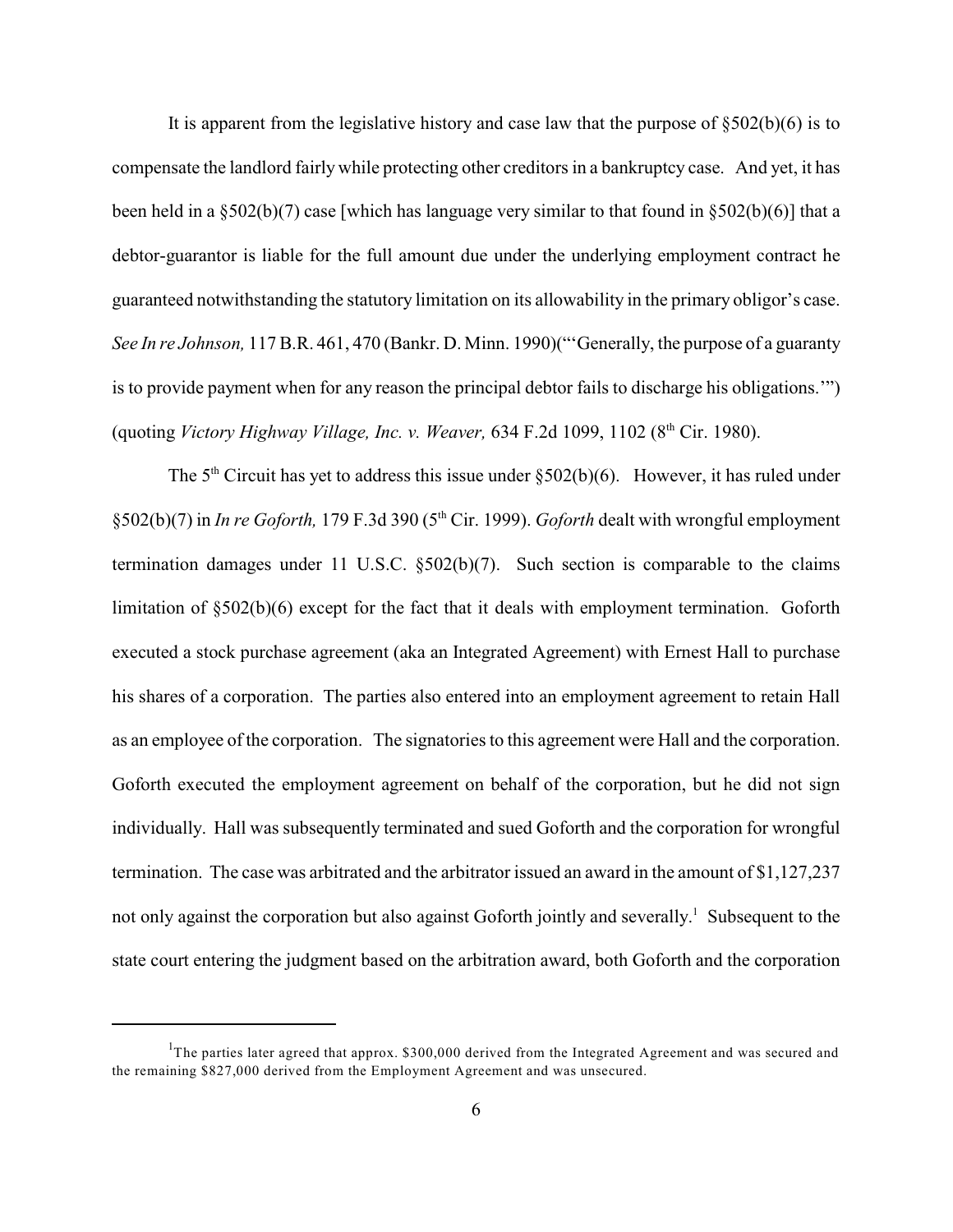It is apparent from the legislative history and case law that the purpose of §502(b)(6) is to compensate the landlord fairly while protecting other creditors in a bankruptcy case. And yet, it has been held in a §502(b)(7) case [which has language very similar to that found in §502(b)(6)] that a debtor-guarantor is liable for the full amount due under the underlying employment contract he guaranteed notwithstanding the statutory limitation on its allowability in the primary obligor's case. *See In re Johnson,* 117 B.R. 461, 470 (Bankr. D. Minn. 1990)("'Generally, the purpose of a guaranty is to provide payment when for any reason the principal debtor fails to discharge his obligations.'") (quoting *Victory Highway Village, Inc. v. Weaver,* 634 F.2d 1099, 1102 (8th Cir. 1980).

The 5th Circuit has yet to address this issue under §502(b)(6). However, it has ruled under §502(b)(7) in *In re Goforth,* 179 F.3d 390 (5th Cir. 1999). *Goforth* dealt with wrongful employment termination damages under 11 U.S.C. §502(b)(7). Such section is comparable to the claims limitation of §502(b)(6) except for the fact that it deals with employment termination. Goforth executed a stock purchase agreement (aka an Integrated Agreement) with Ernest Hall to purchase his shares of a corporation. The parties also entered into an employment agreement to retain Hall as an employee of the corporation. The signatories to this agreement were Hall and the corporation. Goforth executed the employment agreement on behalf of the corporation, but he did not sign individually. Hall was subsequently terminated and sued Goforth and the corporation for wrongful termination. The case was arbitrated and the arbitrator issued an award in the amount of $1,127,237 not only against the corporation but also against Goforth jointly and severally.[1] Subsequent to the state court entering the judgment based on the arbitration award, both Goforth and the corporation

[1] The parties later agreed that approx. $300,000 derived from the Integrated Agreement and was secured and the remaining $827,000 derived from the Employment Agreement and was unsecured.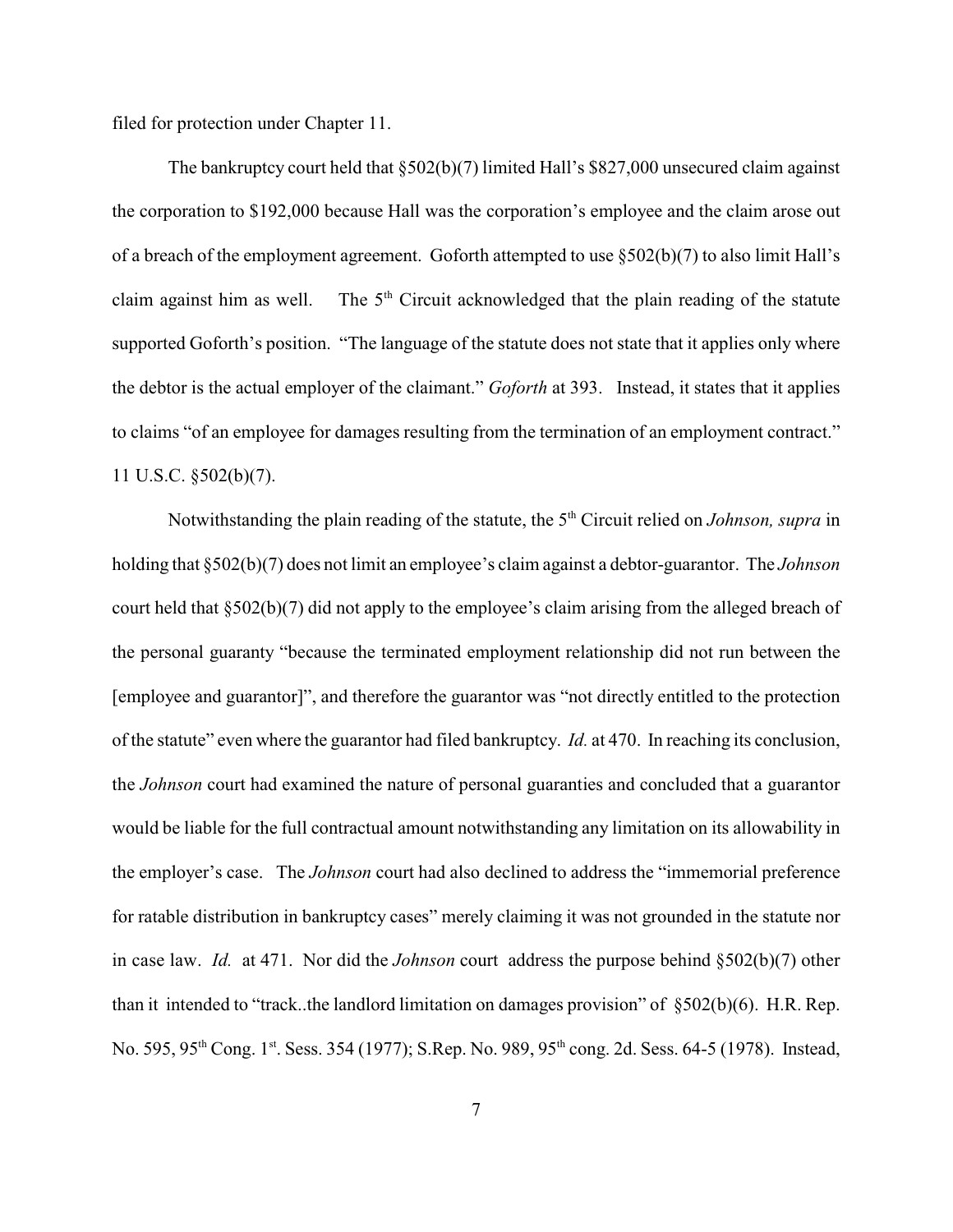filed for protection under Chapter 11.

The bankruptcy court held that §502(b)(7) limited Hall's $827,000 unsecured claim against the corporation to $192,000 because Hall was the corporation's employee and the claim arose out of a breach of the employment agreement. Goforth attempted to use §502(b)(7) to also limit Hall's claim against him as well. The 5th Circuit acknowledged that the plain reading of the statute supported Goforth's position. "The language of the statute does not state that it applies only where the debtor is the actual employer of the claimant." *Goforth* at 393. Instead, it states that it applies to claims "of an employee for damages resulting from the termination of an employment contract." 11 U.S.C. §502(b)(7).

Notwithstanding the plain reading of the statute, the 5th Circuit relied on *Johnson, supra* in holding that §502(b)(7) does not limit an employee's claim against a debtor-guarantor. The *Johnson* court held that §502(b)(7) did not apply to the employee's claim arising from the alleged breach of the personal guaranty "because the terminated employment relationship did not run between the [employee and guarantor]", and therefore the guarantor was "not directly entitled to the protection of the statute" even where the guarantor had filed bankruptcy. *Id.* at 470. In reaching its conclusion, the *Johnson* court had examined the nature of personal guaranties and concluded that a guarantor would be liable for the full contractual amount notwithstanding any limitation on its allowability in the employer's case. The *Johnson* court had also declined to address the "immemorial preference for ratable distribution in bankruptcy cases" merely claiming it was not grounded in the statute nor in case law. *Id.* at 471. Nor did the *Johnson* court address the purpose behind §502(b)(7) other than it intended to "track..the landlord limitation on damages provision" of §502(b)(6). H.R. Rep. No. 595, 95th Cong. 1st. Sess. 354 (1977); S.Rep. No. 989, 95th cong. 2d. Sess. 64-5 (1978). Instead,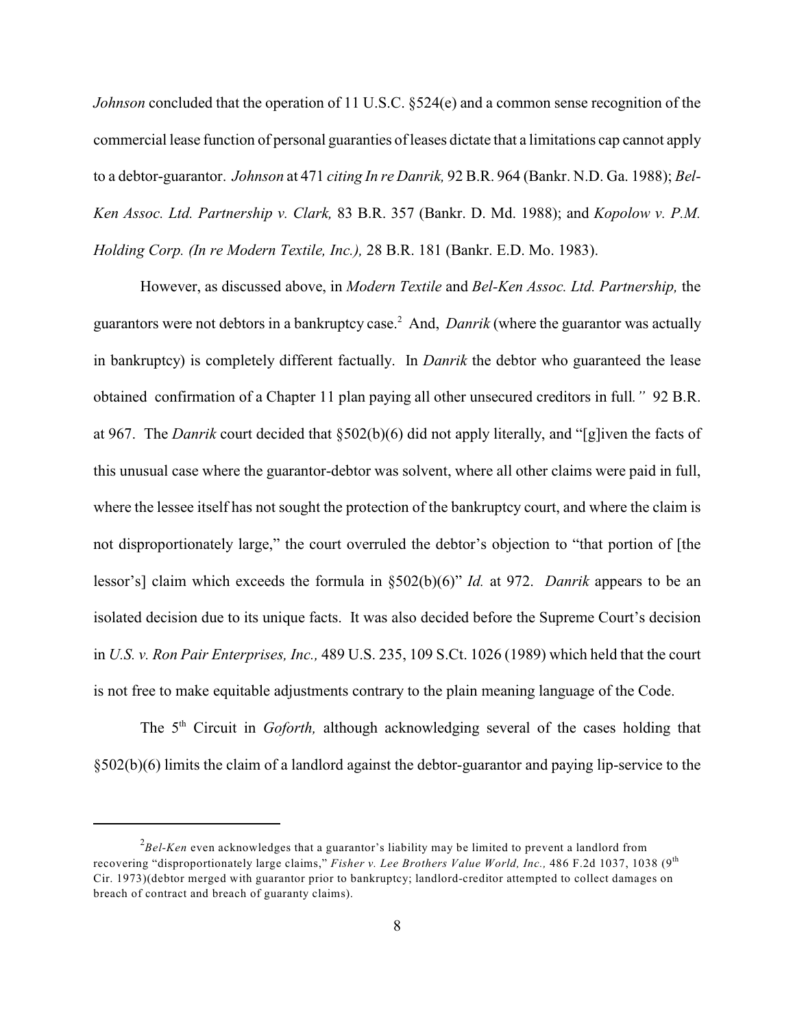*Johnson* concluded that the operation of 11 U.S.C. §524(e) and a common sense recognition of the commercial lease function of personal guaranties of leases dictate that a limitations cap cannot apply to a debtor-guarantor. *Johnson* at 471 *citing In re Danrik,* 92 B.R. 964 (Bankr. N.D. Ga. 1988); *Bel-Ken Assoc. Ltd. Partnership v. Clark,* 83 B.R. 357 (Bankr. D. Md. 1988); and *Kopolow v. P.M. Holding Corp. (In re Modern Textile, Inc.),* 28 B.R. 181 (Bankr. E.D. Mo. 1983).

However, as discussed above, in *Modern Textile* and *Bel-Ken Assoc. Ltd. Partnership,* the guarantors were not debtors in a bankruptcy case.[2] And, *Danrik* (where the guarantor was actually in bankruptcy) is completely different factually. In *Danrik* the debtor who guaranteed the lease obtained confirmation of a Chapter 11 plan paying all other unsecured creditors in full*."* 92 B.R. at 967. The *Danrik* court decided that §502(b)(6) did not apply literally, and "[g]iven the facts of this unusual case where the guarantor-debtor was solvent, where all other claims were paid in full, where the lessee itself has not sought the protection of the bankruptcy court, and where the claim is not disproportionately large," the court overruled the debtor's objection to "that portion of [the lessor's] claim which exceeds the formula in §502(b)(6)" *Id.* at 972. *Danrik* appears to be an isolated decision due to its unique facts. It was also decided before the Supreme Court's decision in *U.S. v. Ron Pair Enterprises, Inc.,* 489 U.S. 235, 109 S.Ct. 1026 (1989) which held that the court is not free to make equitable adjustments contrary to the plain meaning language of the Code.

The 5th Circuit in *Goforth,* although acknowledging several of the cases holding that §502(b)(6) limits the claim of a landlord against the debtor-guarantor and paying lip-service to the

---

[2] *Bel-Ken* even acknowledges that a guarantor's liability may be limited to prevent a landlord from recovering "disproportionately large claims," *Fisher v. Lee Brothers Value World, Inc.,* 486 F.2d 1037, 1038 (9th Cir. 1973)(debtor merged with guarantor prior to bankruptcy; landlord-creditor attempted to collect damages on breach of contract and breach of guaranty claims).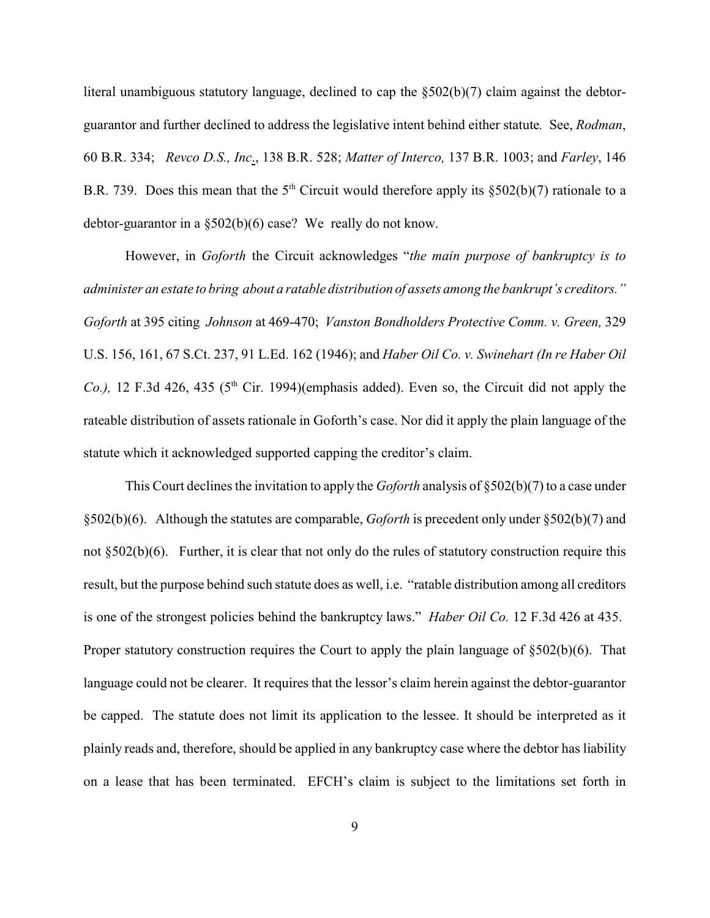literal unambiguous statutory language, declined to cap the §502(b)(7) claim against the debtor-guarantor and further declined to address the legislative intent behind either statute. See, *Rodman*, 60 B.R. 334; *Revco D.S., Inc*., 138 B.R. 528; *Matter of Interco,* 137 B.R. 1003; and *Farley*, 146 B.R. 739. Does this mean that the 5th Circuit would therefore apply its §502(b)(7) rationale to a debtor-guarantor in a §502(b)(6) case? We really do not know.

However, in *Goforth* the Circuit acknowledges "*the main purpose of bankruptcy is to administer an estate to bring about a ratable distribution of assets among the bankrupt's creditors.*" *Goforth* at 395 citing *Johnson* at 469-470; *Vanston Bondholders Protective Comm. v. Green,* 329 U.S. 156, 161, 67 S.Ct. 237, 91 L.Ed. 162 (1946); and *Haber Oil Co. v. Swinehart (In re Haber Oil Co.),* 12 F.3d 426, 435 (5th Cir. 1994)(emphasis added). Even so, the Circuit did not apply the rateable distribution of assets rationale in Goforth's case. Nor did it apply the plain language of the statute which it acknowledged supported capping the creditor's claim.

This Court declines the invitation to apply the *Goforth* analysis of §502(b)(7) to a case under §502(b)(6). Although the statutes are comparable, *Goforth* is precedent only under §502(b)(7) and not §502(b)(6). Further, it is clear that not only do the rules of statutory construction require this result, but the purpose behind such statute does as well, i.e. "ratable distribution among all creditors is one of the strongest policies behind the bankruptcy laws." *Haber Oil Co.* 12 F.3d 426 at 435. Proper statutory construction requires the Court to apply the plain language of §502(b)(6). That language could not be clearer. It requires that the lessor's claim herein against the debtor-guarantor be capped. The statute does not limit its application to the lessee. It should be interpreted as it plainly reads and, therefore, should be applied in any bankruptcy case where the debtor has liability on a lease that has been terminated. EFCH's claim is subject to the limitations set forth in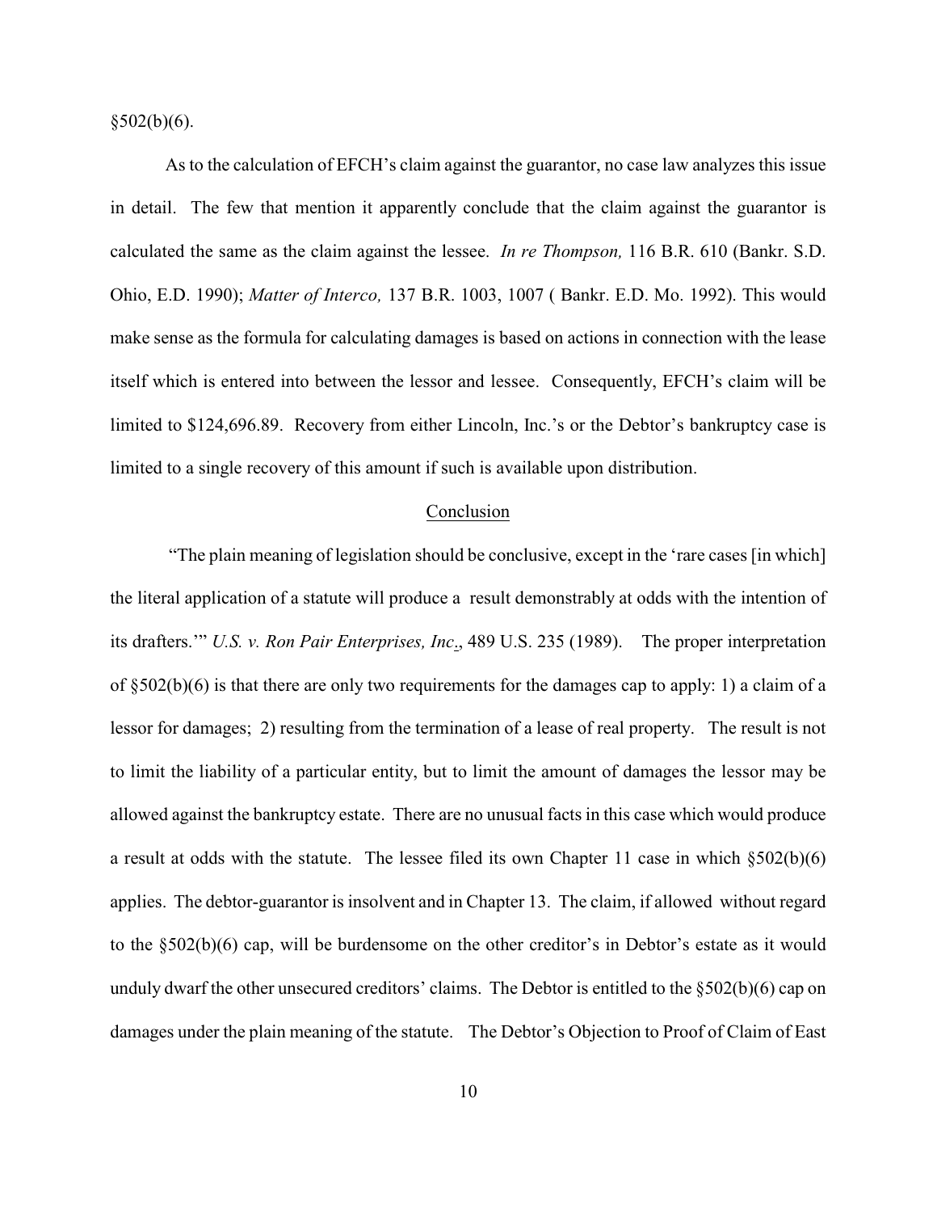§502(b)(6).

As to the calculation of EFCH's claim against the guarantor, no case law analyzes this issue in detail. The few that mention it apparently conclude that the claim against the guarantor is calculated the same as the claim against the lessee. *In re Thompson,* 116 B.R. 610 (Bankr. S.D. Ohio, E.D. 1990); *Matter of Interco,* 137 B.R. 1003, 1007 ( Bankr. E.D. Mo. 1992). This would make sense as the formula for calculating damages is based on actions in connection with the lease itself which is entered into between the lessor and lessee. Consequently, EFCH's claim will be limited to $124,696.89. Recovery from either Lincoln, Inc.'s or the Debtor's bankruptcy case is limited to a single recovery of this amount if such is available upon distribution.

## Conclusion

"The plain meaning of legislation should be conclusive, except in the 'rare cases [in which] the literal application of a statute will produce a result demonstrably at odds with the intention of its drafters.'" *U.S. v. Ron Pair Enterprises, Inc*., 489 U.S. 235 (1989). The proper interpretation of §502(b)(6) is that there are only two requirements for the damages cap to apply: 1) a claim of a lessor for damages; 2) resulting from the termination of a lease of real property. The result is not to limit the liability of a particular entity, but to limit the amount of damages the lessor may be allowed against the bankruptcy estate. There are no unusual facts in this case which would produce a result at odds with the statute. The lessee filed its own Chapter 11 case in which §502(b)(6) applies. The debtor-guarantor is insolvent and in Chapter 13. The claim, if allowed without regard to the §502(b)(6) cap, will be burdensome on the other creditor's in Debtor's estate as it would unduly dwarf the other unsecured creditors' claims. The Debtor is entitled to the §502(b)(6) cap on damages under the plain meaning of the statute. The Debtor's Objection to Proof of Claim of East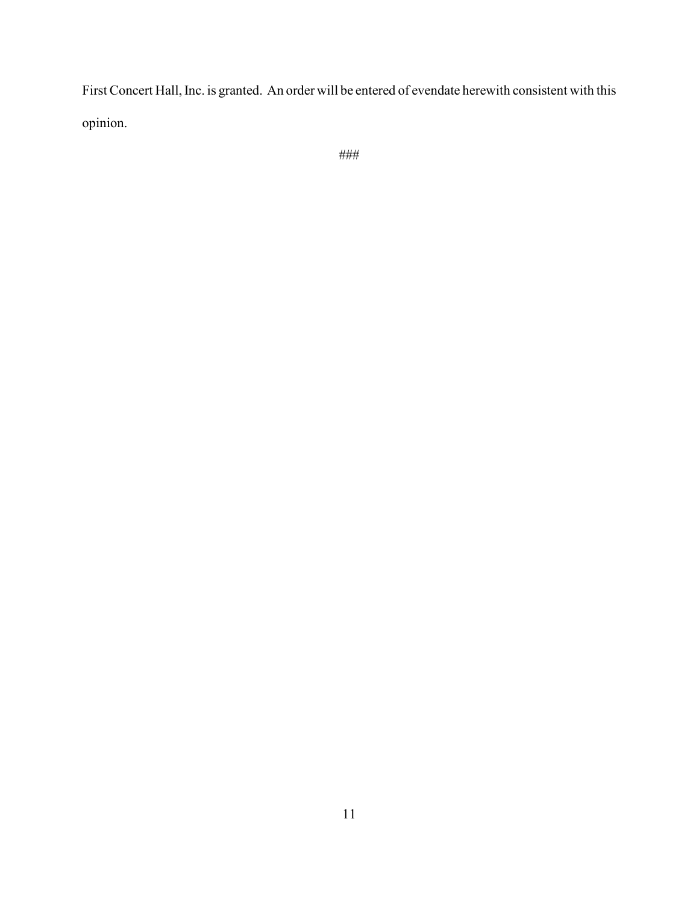First Concert Hall, Inc. is granted. An order will be entered of evendate herewith consistent with this opinion.

###